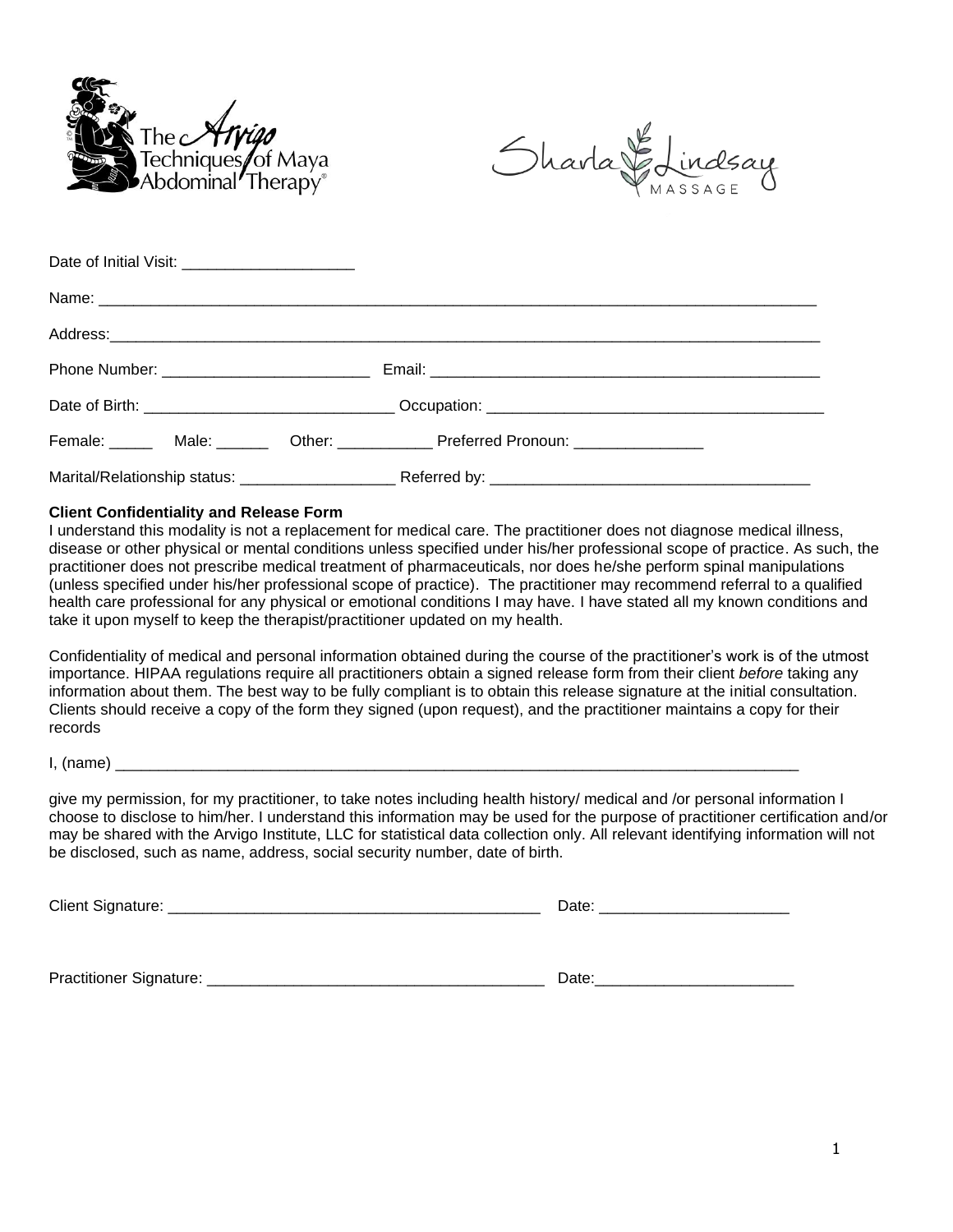The Arvigo Techniques of Maya Abdominal Therapy®

Sharla Lindsay MASSAGE

Date of Initial Visit: ____________________

Name: ____________________________________________________________________________________

Address:__________________________________________________________________________________

Phone Number: ________________________ Email: _______________________________________________

Date of Birth: _____________________________ Occupation: _______________________________________

Female: _____ Male: ______ Other: ___________ Preferred Pronoun: _______________

Marital/Relationship status: __________________ Referred by: _____________________________________

**Client Confidentiality and Release Form**

I understand this modality is not a replacement for medical care. The practitioner does not diagnose medical illness, disease or other physical or mental conditions unless specified under his/her professional scope of practice. As such, the practitioner does not prescribe medical treatment of pharmaceuticals, nor does he/she perform spinal manipulations (unless specified under his/her professional scope of practice). The practitioner may recommend referral to a qualified health care professional for any physical or emotional conditions I may have. I have stated all my known conditions and take it upon myself to keep the therapist/practitioner updated on my health.

Confidentiality of medical and personal information obtained during the course of the practitioner's work is of the utmost importance. HIPAA regulations require all practitioners obtain a signed release form from their client *before* taking any information about them. The best way to be fully compliant is to obtain this release signature at the initial consultation. Clients should receive a copy of the form they signed (upon request), and the practitioner maintains a copy for their records

I, (name) ________________________________________________________________________________

give my permission, for my practitioner, to take notes including health history/ medical and /or personal information I choose to disclose to him/her. I understand this information may be used for the purpose of practitioner certification and/or may be shared with the Arvigo Institute, LLC for statistical data collection only. All relevant identifying information will not be disclosed, such as name, address, social security number, date of birth.

Client Signature: _____________________________________________ Date: ______________________

Practitioner Signature: _______________________________________ Date:_______________________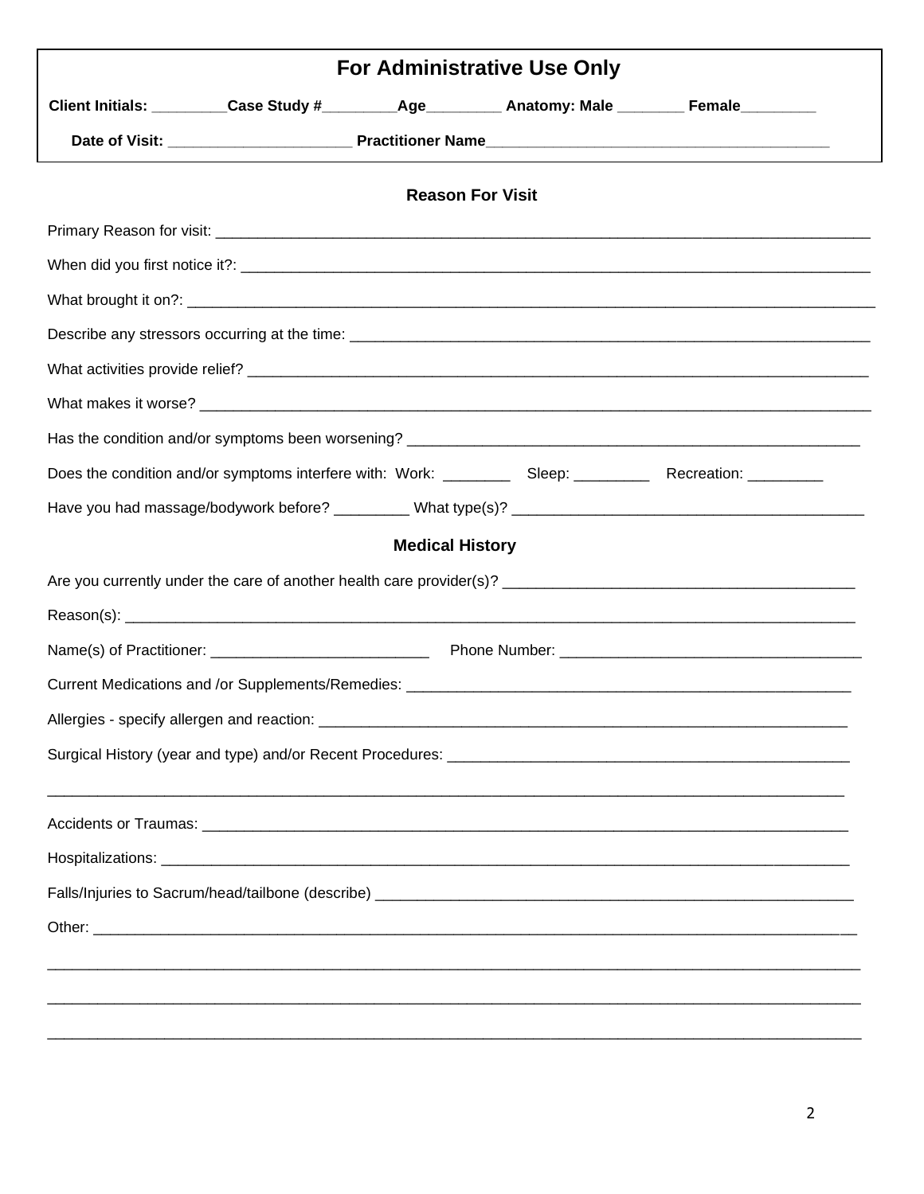## For Administrative Use Only

**Client Initials: _________Case Study #_________Age_________ Anatomy: Male ________ Female_________**

**Date of Visit: ______________________ Practitioner Name_________________________________________**

### Reason For Visit

Primary Reason for visit: ___________________________________________________________________________________

When did you first notice it?: ______________________________________________________________________________

What brought it on?: ______________________________________________________________________________________

Describe any stressors occurring at the time: _________________________________________________________________

What activities provide relief? ______________________________________________________________________________

What makes it worse? ____________________________________________________________________________________

Has the condition and/or symptoms been worsening? ________________________________________________________

Does the condition and/or symptoms interfere with: Work: ________ Sleep: _________ Recreation: _________

Have you had massage/bodywork before? _________ What type(s)? ___________________________________________

### Medical History

Are you currently under the care of another health care provider(s)? ____________________________________________

Reason(s): _____________________________________________________________________________________________

Name(s) of Practitioner: __________________________ Phone Number: ____________________________________

Current Medications and /or Supplements/Remedies: ________________________________________________________

Allergies - specify allergen and reaction: ___________________________________________________________________

Surgical History (year and type) and/or Recent Procedures: __________________________________________________

_______________________________________________________________________________________________________

Accidents or Traumas: ___________________________________________________________________________________

Hospitalizations: ________________________________________________________________________________________

Falls/Injuries to Sacrum/head/tailbone (describe) ____________________________________________________________

Other: _________________________________________________________________________________________________

_______________________________________________________________________________________________________

_______________________________________________________________________________________________________

_______________________________________________________________________________________________________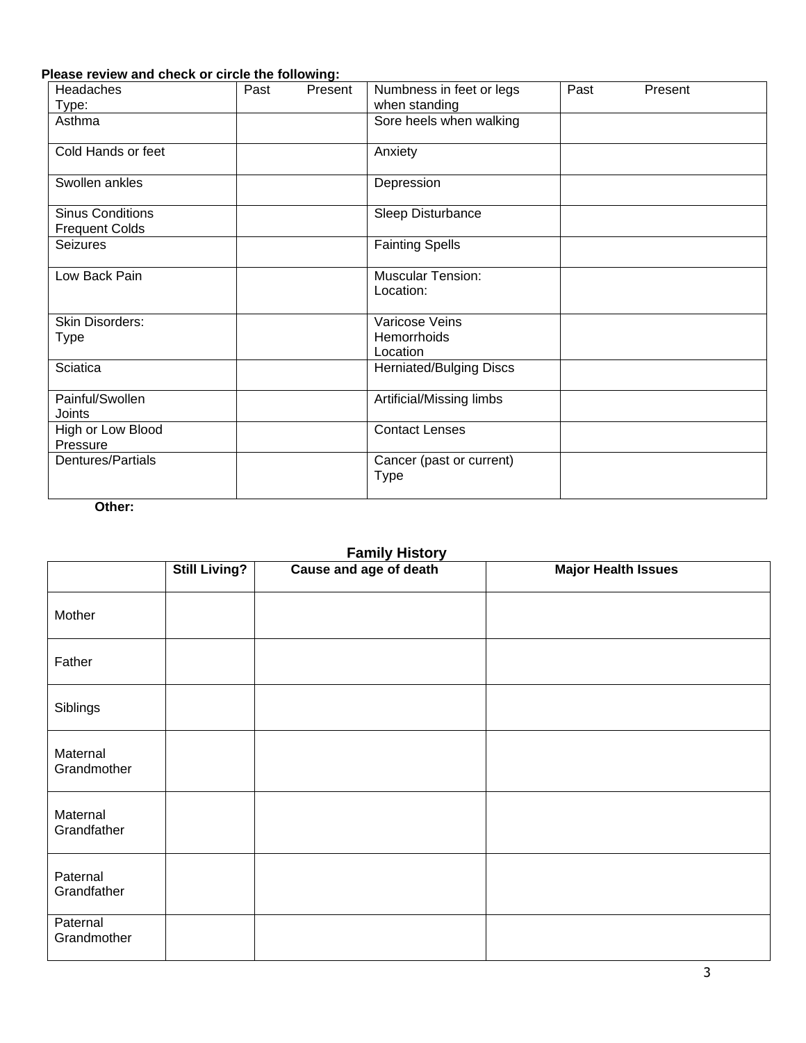**Please review and check or circle the following:**

| Headaches<br>Type: | Past Present | Numbness in feet or legs when standing | Past Present |
|---|---|---|---|
| Asthma | | Sore heels when walking | |
| Cold Hands or feet | | Anxiety | |
| Swollen ankles | | Depression | |
| Sinus Conditions<br>Frequent Colds | | Sleep Disturbance | |
| Seizures | | Fainting Spells | |
| Low Back Pain | | Muscular Tension:<br>Location: | |
| Skin Disorders:<br>Type | | Varicose Veins<br>Hemorrhoids<br>Location | |
| Sciatica | | Herniated/Bulging Discs | |
| Painful/Swollen Joints | | Artificial/Missing limbs | |
| High or Low Blood Pressure | | Contact Lenses | |
| Dentures/Partials | | Cancer (past or current)<br>Type | |

**Other:**

## Family History

| | Still Living? | Cause and age of death | Major Health Issues |
|---|---|---|---|
| Mother | | | |
| Father | | | |
| Siblings | | | |
| Maternal Grandmother | | | |
| Maternal Grandfather | | | |
| Paternal Grandfather | | | |
| Paternal Grandmother | | | |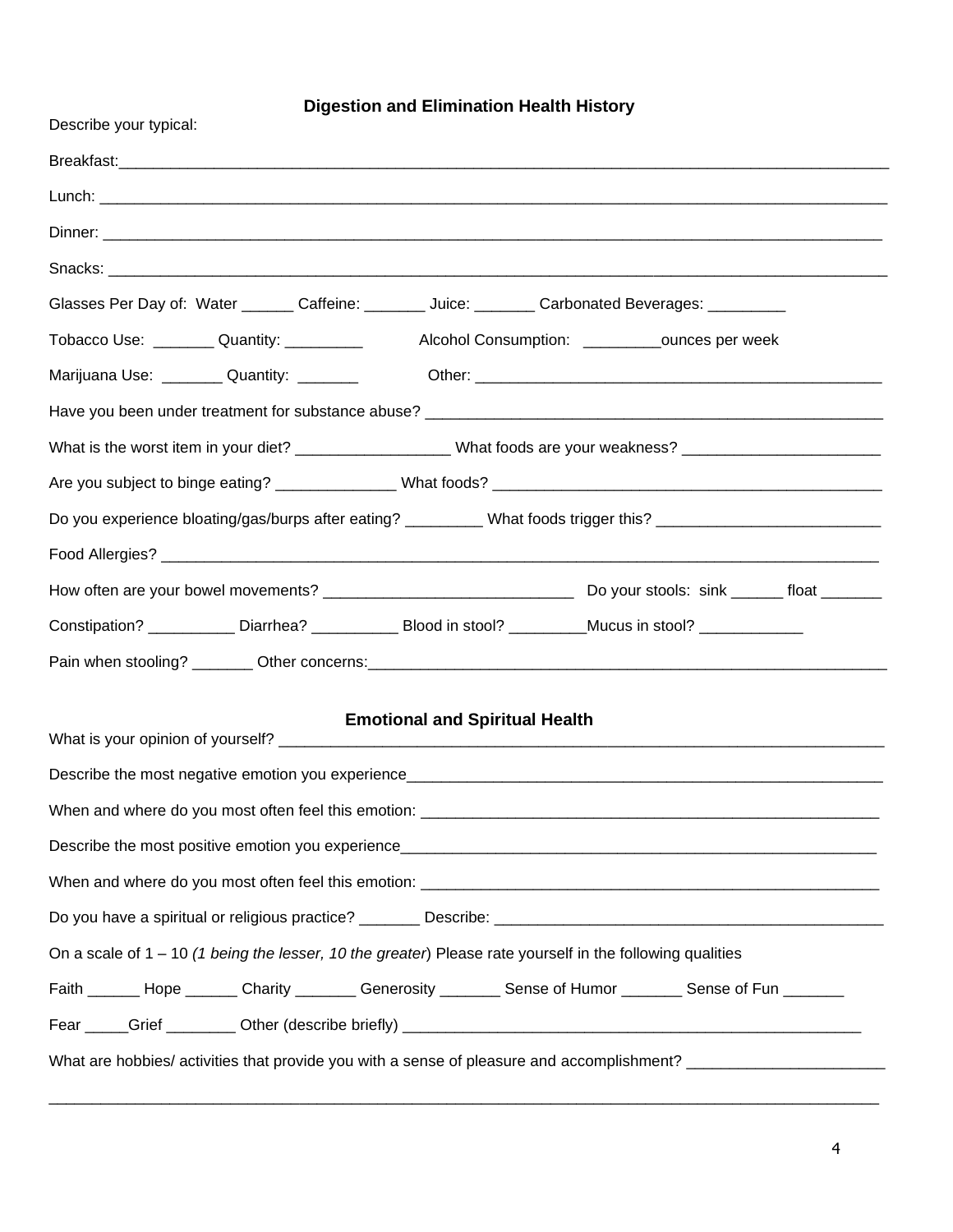## Digestion and Elimination Health History

Describe your typical:

Breakfast:_______________________________________________________________________________________

Lunch: _________________________________________________________________________________________

Dinner: ________________________________________________________________________________________

Snacks: ________________________________________________________________________________________

Glasses Per Day of: Water ______ Caffeine: _______ Juice: _______ Carbonated Beverages: _________

Tobacco Use: _______ Quantity: _________ Alcohol Consumption: _________ounces per week

Marijuana Use: _______ Quantity: _______ Other: _________________________________________________

Have you been under treatment for substance abuse? _____________________________________________________

What is the worst item in your diet? __________________ What foods are your weakness? _______________________

Are you subject to binge eating? ______________ What foods? ______________________________________________

Do you experience bloating/gas/burps after eating? _________ What foods trigger this? __________________________

Food Allergies? ___________________________________________________________________________________

How often are your bowel movements? _____________________________ Do your stools: sink ______ float _______

Constipation? __________ Diarrhea? __________ Blood in stool? _________Mucus in stool? ____________

Pain when stooling? _______ Other concerns:_____________________________________________________________

## Emotional and Spiritual Health

What is your opinion of yourself? ____________________________________________________________________

Describe the most negative emotion you experience_____________________________________________________

When and where do you most often feel this emotion: ___________________________________________________

Describe the most positive emotion you experience_____________________________________________________

When and where do you most often feel this emotion: ___________________________________________________

Do you have a spiritual or religious practice? _______ Describe: ___________________________________________

On a scale of 1 – 10 *(1 being the lesser, 10 the greater*) Please rate yourself in the following qualities

Faith ______ Hope ______ Charity _______ Generosity _______ Sense of Humor _______ Sense of Fun _______

Fear _____Grief ________ Other (describe briefly) _______________________________________________________

What are hobbies/ activities that provide you with a sense of pleasure and accomplishment? _______________________

_______________________________________________________________________________________________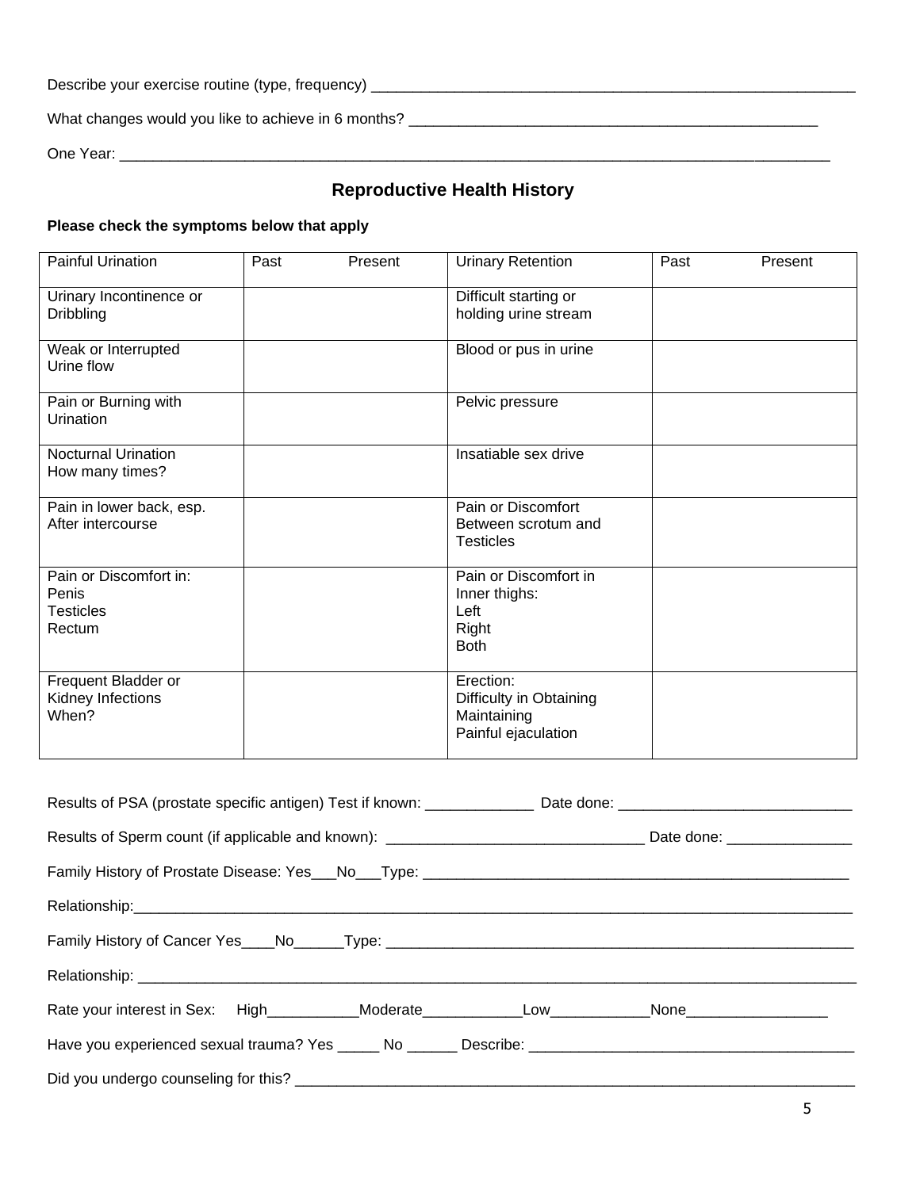Describe your exercise routine (type, frequency) ___________________________________________________________

What changes would you like to achieve in 6 months? _________________________________________________

One Year: ___________________________________________________________________________________

## Reproductive Health History

**Please check the symptoms below that apply**

| Painful Urination | Past Present | Urinary Retention | Past Present |
|---|---|---|---|
| Urinary Incontinence or Dribbling | | Difficult starting or holding urine stream | |
| Weak or Interrupted Urine flow | | Blood or pus in urine | |
| Pain or Burning with Urination | | Pelvic pressure | |
| Nocturnal Urination How many times? | | Insatiable sex drive | |
| Pain in lower back, esp. After intercourse | | Pain or Discomfort Between scrotum and Testicles | |
| Pain or Discomfort in: Penis Testicles Rectum | | Pain or Discomfort in Inner thighs: Left Right Both | |
| Frequent Bladder or Kidney Infections When? | | Erection: Difficulty in Obtaining Maintaining Painful ejaculation | |

Results of PSA (prostate specific antigen) Test if known: _____________ Date done: ___________________________

Results of Sperm count (if applicable and known): ______________________________ Date done: _______________

Family History of Prostate Disease: Yes___No___Type: ____________________________________________________

Relationship:__________________________________________________________________________________

Family History of Cancer Yes____No______Type: ________________________________________________________

Relationship: __________________________________________________________________________________

Rate your interest in Sex: High___________Moderate____________Low____________None_________________

Have you experienced sexual trauma? Yes _____ No ______ Describe: ______________________________________

Did you undergo counseling for this? _________________________________________________________________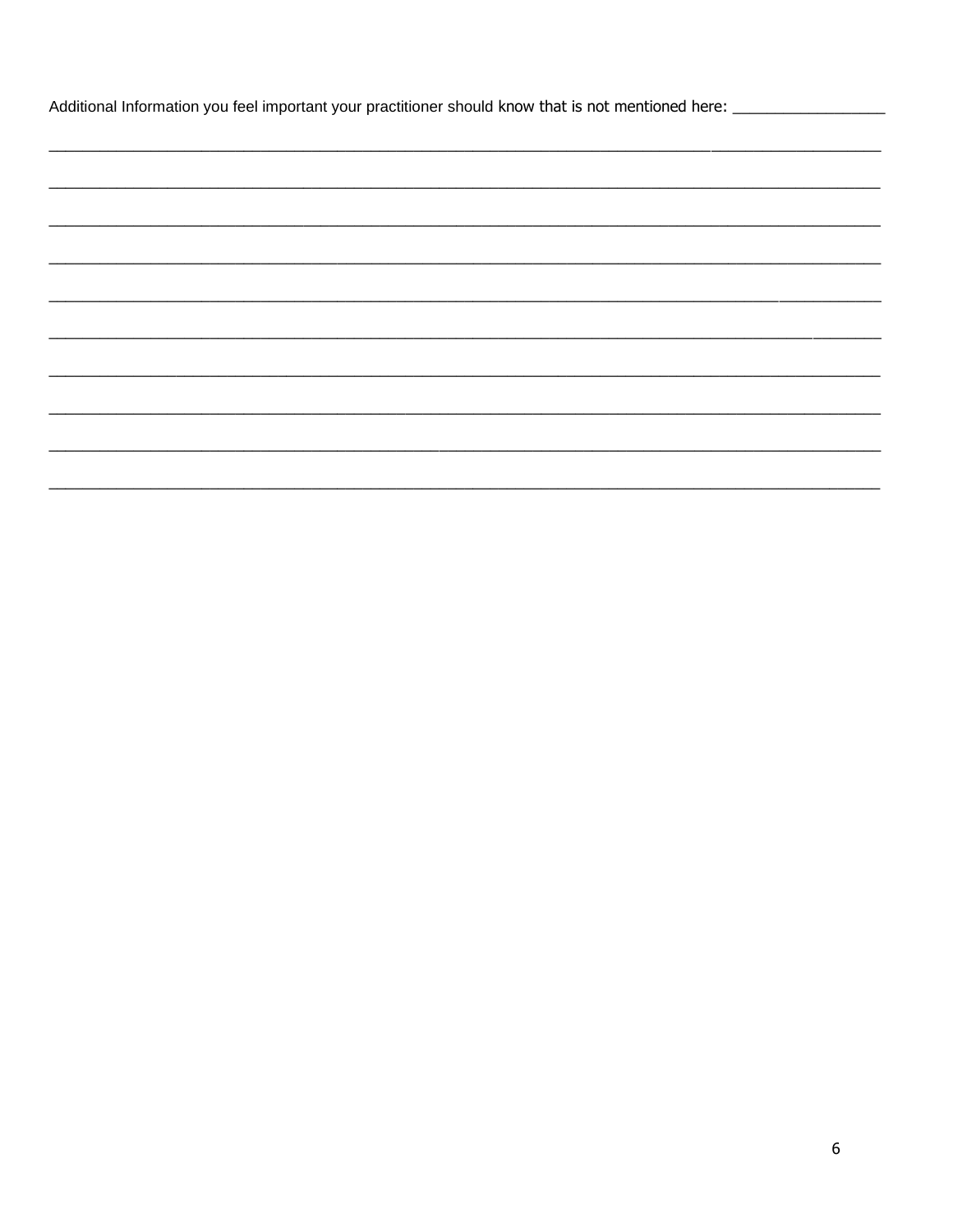Additional Information you feel important your practitioner should know that is not mentioned here: _________________

______________________________________________________________________________________________

______________________________________________________________________________________________

______________________________________________________________________________________________

______________________________________________________________________________________________

______________________________________________________________________________________________

______________________________________________________________________________________________

______________________________________________________________________________________________

______________________________________________________________________________________________

______________________________________________________________________________________________

______________________________________________________________________________________________